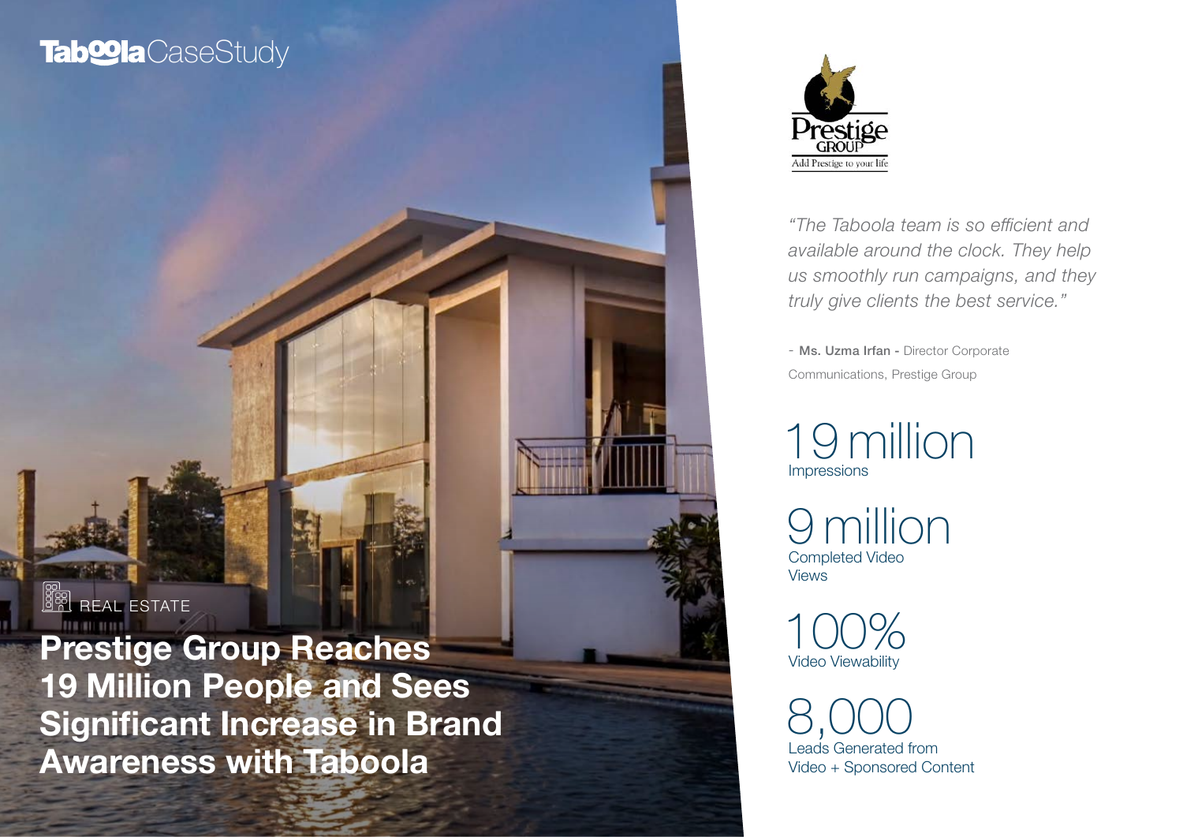TaboolaCaseStudy

REAL ESTATE

# Prestige Group Reaches 19 Million People and Sees Significant Increase in Brand Awareness with Taboola

Prestige GROUP
Add Prestige to your life

*"The Taboola team is so efficient and available around the clock. They help us smoothly run campaigns, and they truly give clients the best service."*

- **Ms. Uzma Irfan -** Director Corporate Communications, Prestige Group

**19 million**
Impressions

**9 million**
Completed Video Views

**100%**
Video Viewability

**8,000**
Leads Generated from Video + Sponsored Content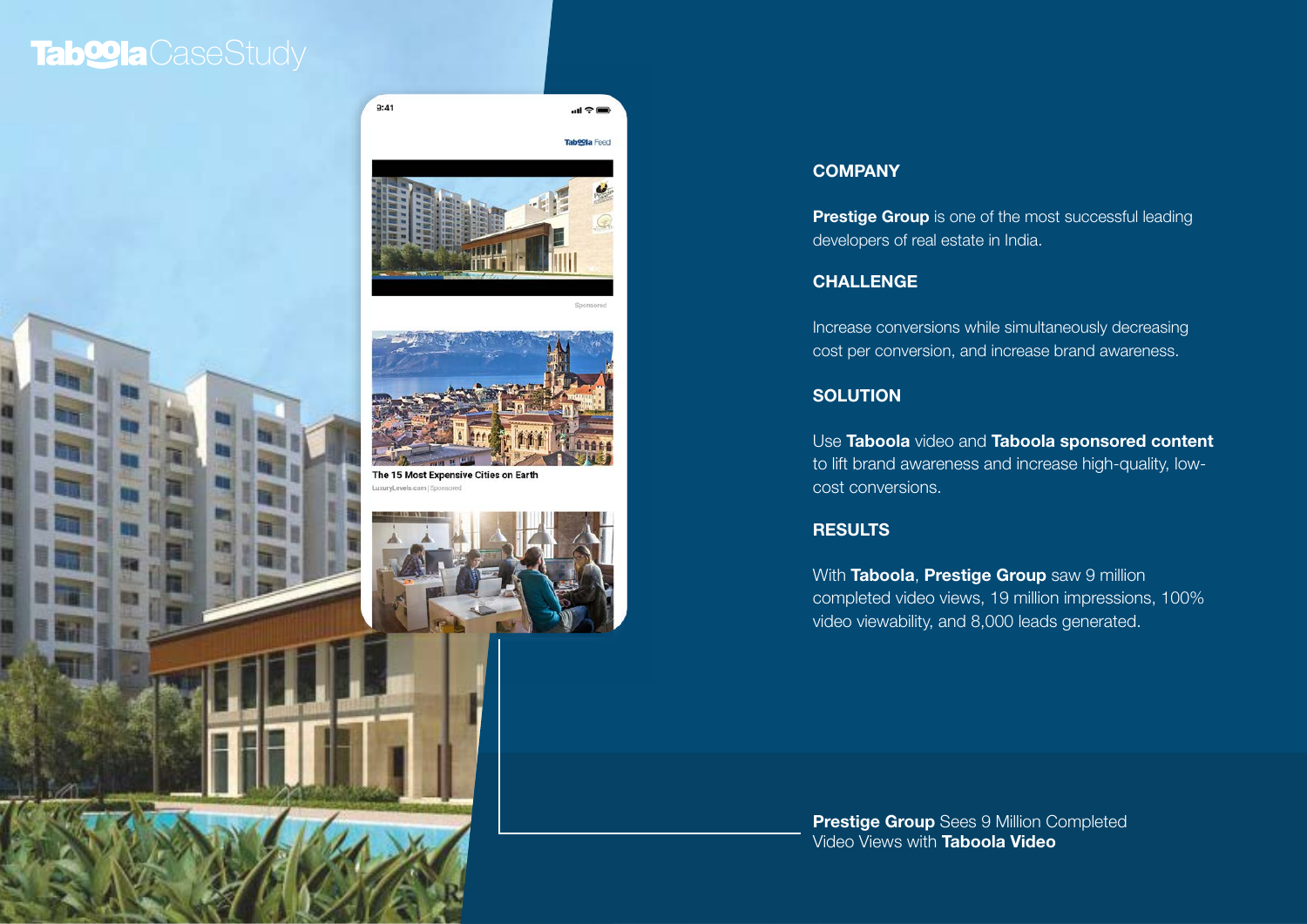# Taboola CaseStudy

## COMPANY

**Prestige Group** is one of the most successful leading developers of real estate in India.

## CHALLENGE

Increase conversions while simultaneously decreasing cost per conversion, and increase brand awareness.

## SOLUTION

Use **Taboola** video and **Taboola sponsored content** to lift brand awareness and increase high-quality, low-cost conversions.

## RESULTS

With **Taboola**, **Prestige Group** saw 9 million completed video views, 19 million impressions, 100% video viewability, and 8,000 leads generated.

**Prestige Group** Sees 9 Million Completed Video Views with **Taboola Video**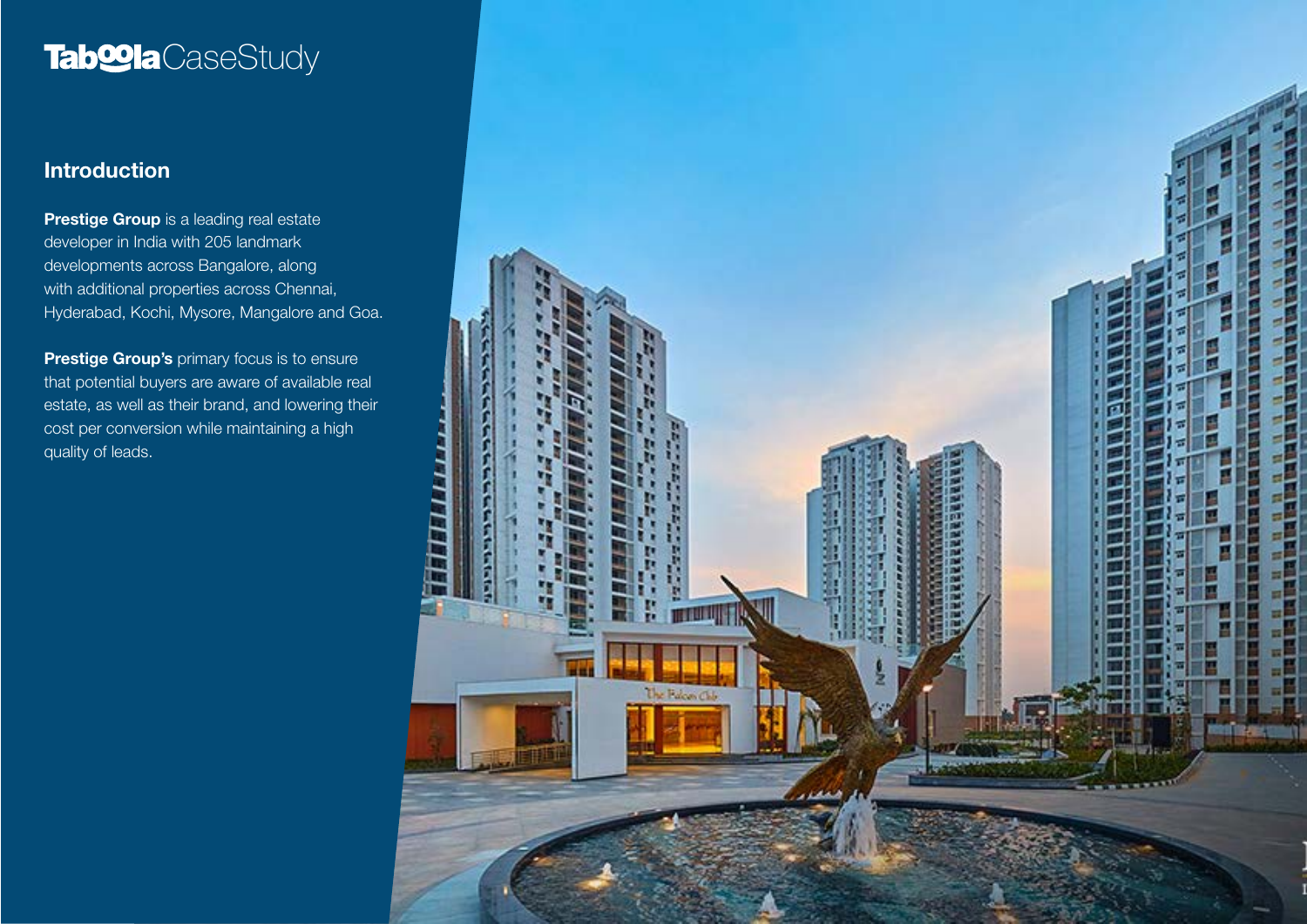# Taboola CaseStudy

## Introduction

**Prestige Group** is a leading real estate developer in India with 205 landmark developments across Bangalore, along with additional properties across Chennai, Hyderabad, Kochi, Mysore, Mangalore and Goa.

**Prestige Group's** primary focus is to ensure that potential buyers are aware of available real estate, as well as their brand, and lowering their cost per conversion while maintaining a high quality of leads.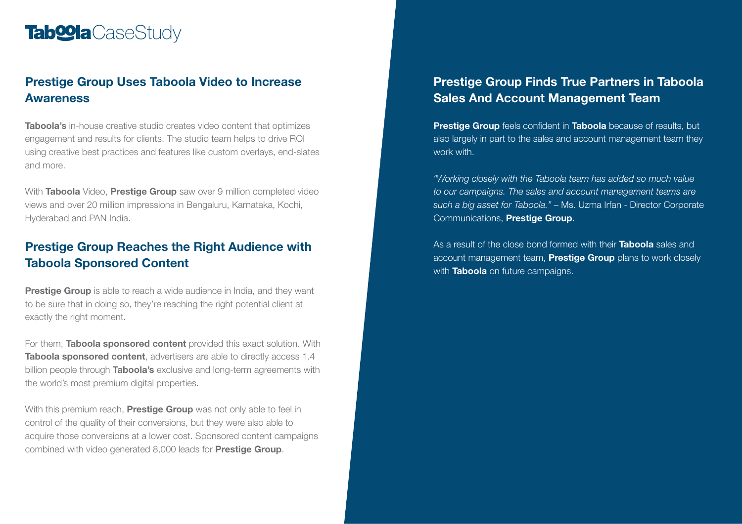# **Taboola**CaseStudy

## Prestige Group Uses Taboola Video to Increase Awareness

**Taboola's** in-house creative studio creates video content that optimizes engagement and results for clients. The studio team helps to drive ROI using creative best practices and features like custom overlays, end-slates and more.

With **Taboola** Video, **Prestige Group** saw over 9 million completed video views and over 20 million impressions in Bengaluru, Karnataka, Kochi, Hyderabad and PAN India.

## Prestige Group Reaches the Right Audience with Taboola Sponsored Content

**Prestige Group** is able to reach a wide audience in India, and they want to be sure that in doing so, they're reaching the right potential client at exactly the right moment.

For them, **Taboola sponsored content** provided this exact solution. With **Taboola sponsored content**, advertisers are able to directly access 1.4 billion people through **Taboola's** exclusive and long-term agreements with the world's most premium digital properties.

With this premium reach, **Prestige Group** was not only able to feel in control of the quality of their conversions, but they were also able to acquire those conversions at a lower cost. Sponsored content campaigns combined with video generated 8,000 leads for **Prestige Group**.

## Prestige Group Finds True Partners in Taboola Sales And Account Management Team

**Prestige Group** feels confident in **Taboola** because of results, but also largely in part to the sales and account management team they work with.

*"Working closely with the Taboola team has added so much value to our campaigns. The sales and account management teams are such a big asset for Taboola."* – Ms. Uzma Irfan - Director Corporate Communications, **Prestige Group**.

As a result of the close bond formed with their **Taboola** sales and account management team, **Prestige Group** plans to work closely with **Taboola** on future campaigns.